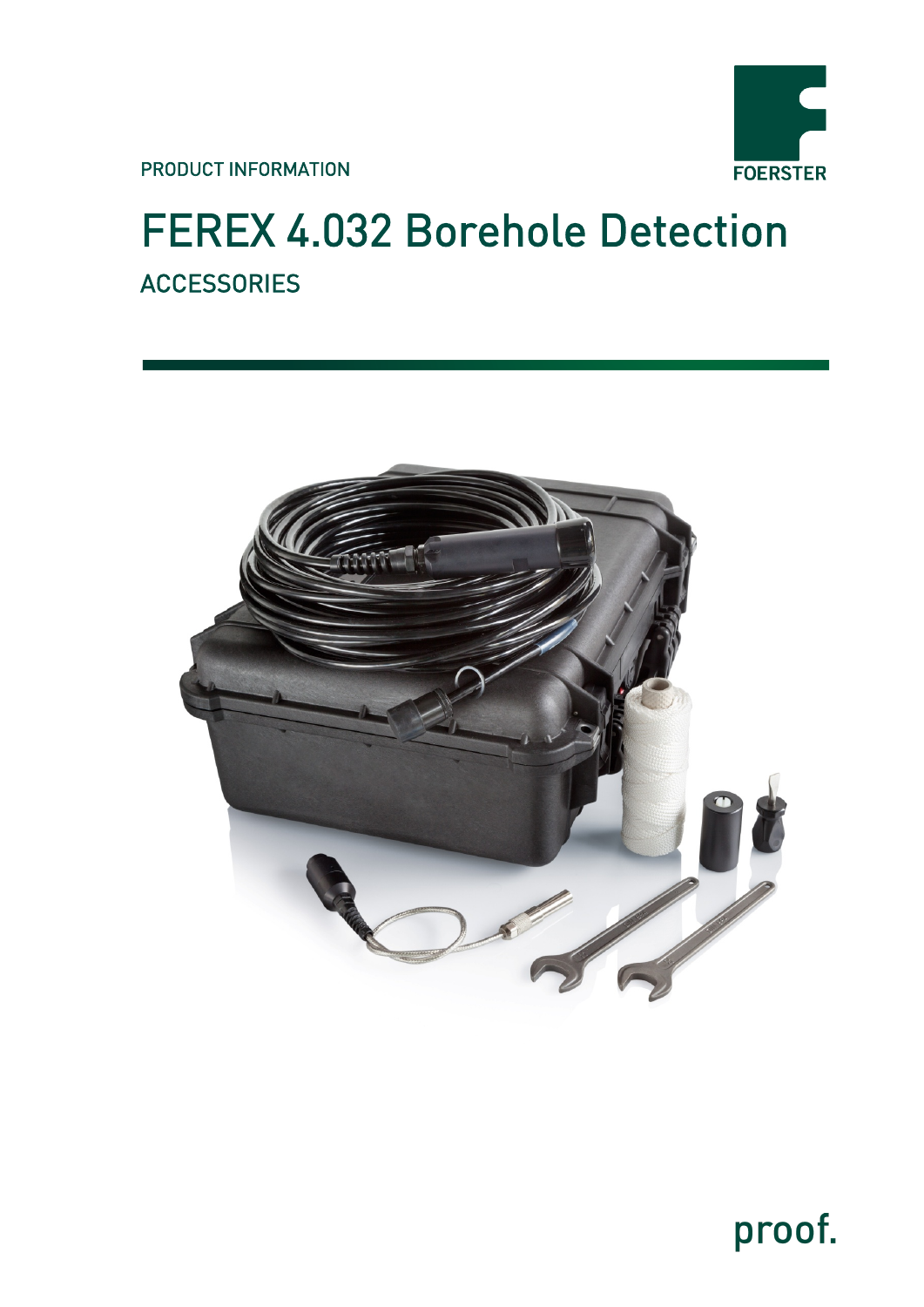PRODUCT INFORMATION

FOERSTER

# FEREX 4.032 Borehole Detection

## ACCESSORIES

proof.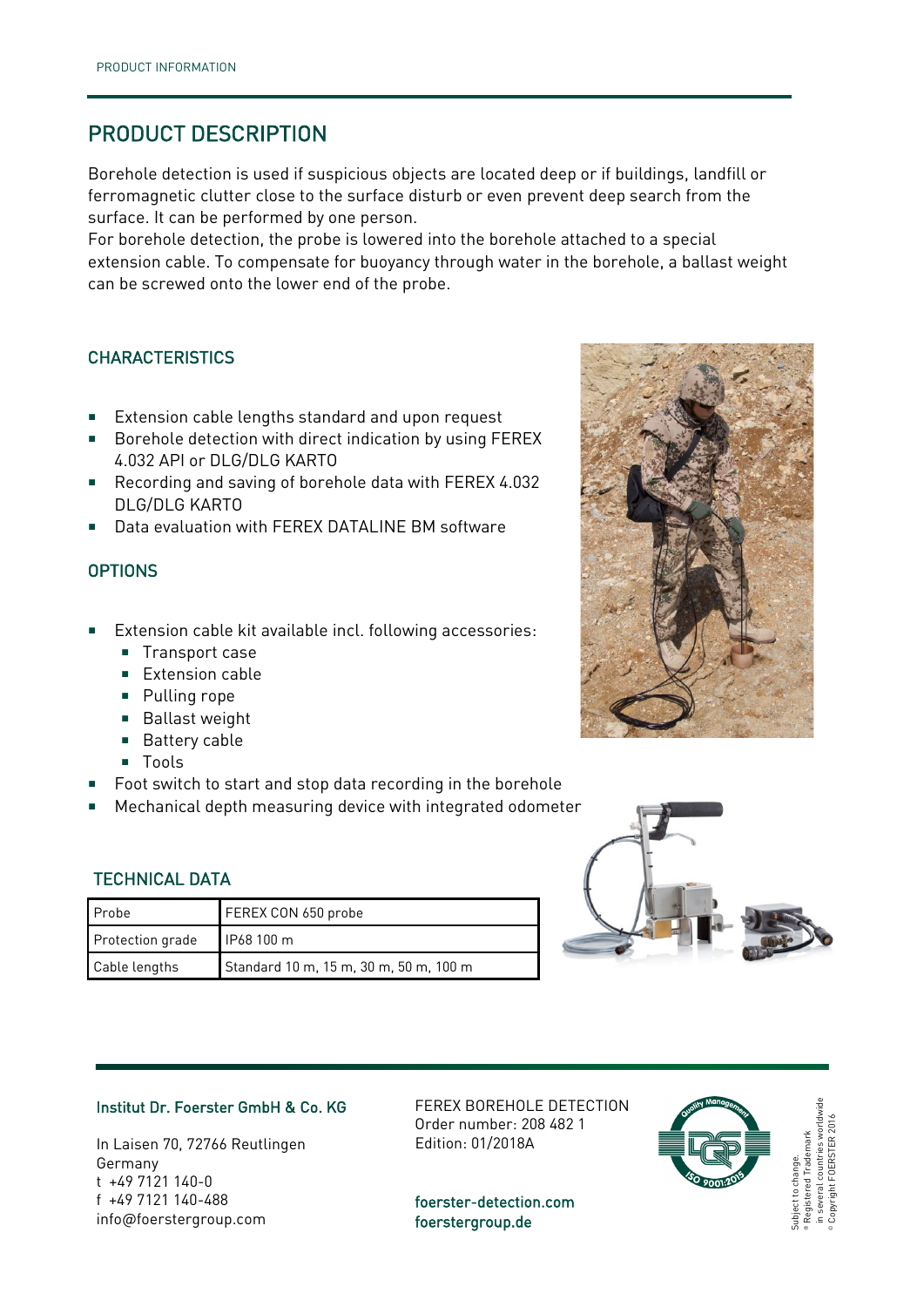## PRODUCT DESCRIPTION

Borehole detection is used if suspicious objects are located deep or if buildings, landfill or ferromagnetic clutter close to the surface disturb or even prevent deep search from the surface. It can be performed by one person.
For borehole detection, the probe is lowered into the borehole attached to a special extension cable. To compensate for buoyancy through water in the borehole, a ballast weight can be screwed onto the lower end of the probe.

### CHARACTERISTICS

- Extension cable lengths standard and upon request
- Borehole detection with direct indication by using FEREX 4.032 API or DLG/DLG KARTO
- Recording and saving of borehole data with FEREX 4.032 DLG/DLG KARTO
- Data evaluation with FEREX DATALINE BM software

### OPTIONS

- Extension cable kit available incl. following accessories:
  - Transport case
  - Extension cable
  - Pulling rope
  - Ballast weight
  - Battery cable
  - Tools
- Foot switch to start and stop data recording in the borehole
- Mechanical depth measuring device with integrated odometer

### TECHNICAL DATA

| | |
|---|---|
| Probe | FEREX CON 650 probe |
| Protection grade | IP68 100 m |
| Cable lengths | Standard 10 m, 15 m, 30 m, 50 m, 100 m |

**Institut Dr. Foerster GmbH & Co. KG**

In Laisen 70, 72766 Reutlingen
Germany
t +49 7121 140-0
f +49 7121 140-488
info@foerstergroup.com

FEREX BOREHOLE DETECTION
Order number: 208 482 1
Edition: 01/2018A

**foerster-detection.com**
**foerstergroup.de**

Subject to change.
® Registered Trademark in several countries worldwide
© Copyright FOERSTER 2016